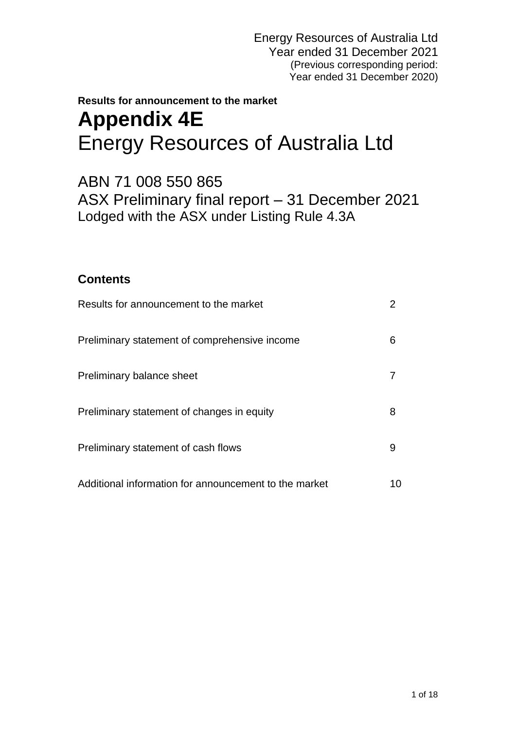Energy Resources of Australia Ltd
Year ended 31 December 2021
(Previous corresponding period:
Year ended 31 December 2020)

**Results for announcement to the market**

# Appendix 4E

# Energy Resources of Australia Ltd

ABN 71 008 550 865

ASX Preliminary final report – 31 December 2021

Lodged with the ASX under Listing Rule 4.3A

## Contents

| | |
|---|---|
| Results for announcement to the market | 2 |
| Preliminary statement of comprehensive income | 6 |
| Preliminary balance sheet | 7 |
| Preliminary statement of changes in equity | 8 |
| Preliminary statement of cash flows | 9 |
| Additional information for announcement to the market | 10 |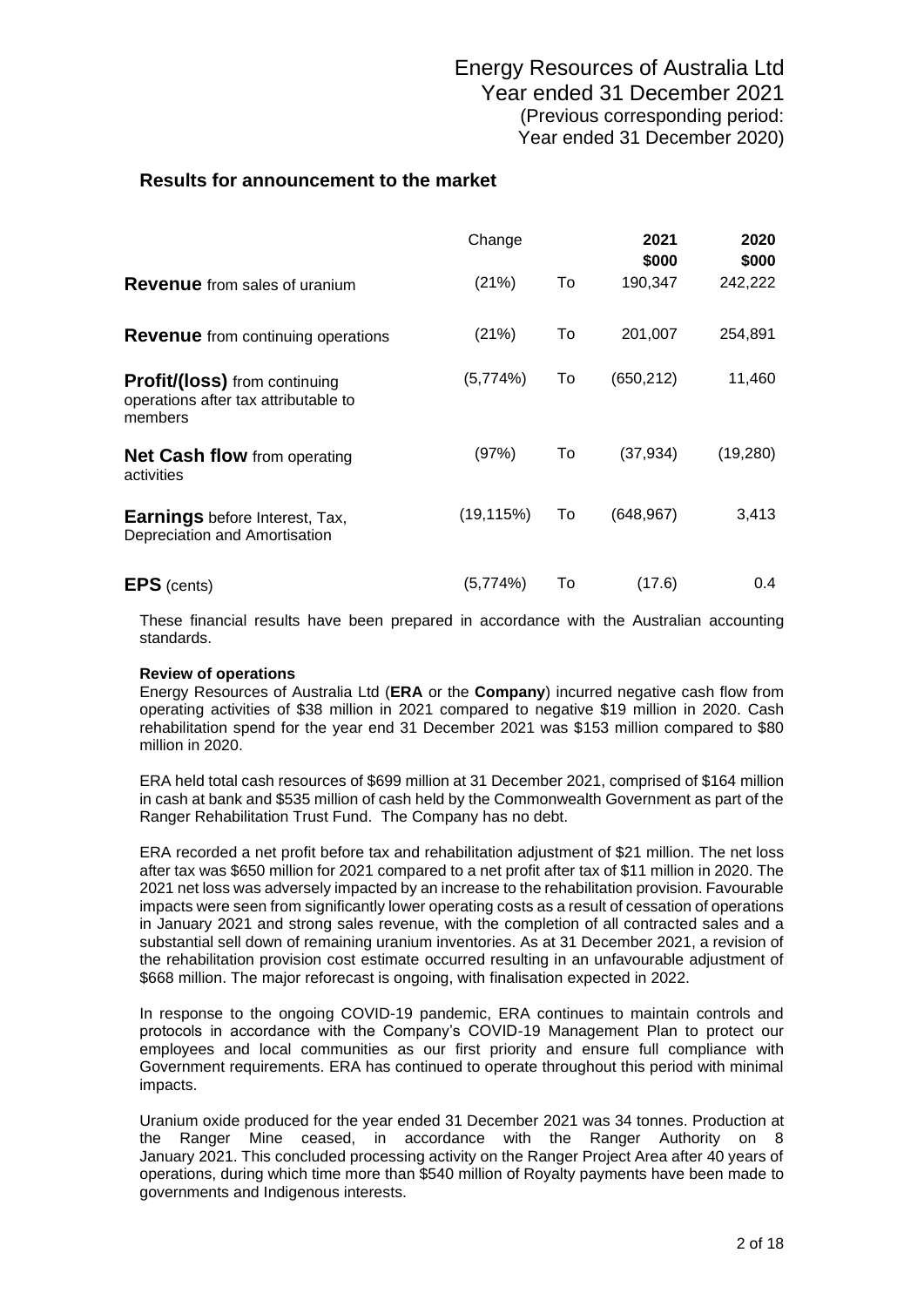# Energy Resources of Australia Ltd
## Year ended 31 December 2021
(Previous corresponding period: Year ended 31 December 2020)

## Results for announcement to the market

| | Change | | 2021 $000 | 2020 $000 |
|---|---|---|---|---|
| **Revenue** from sales of uranium | (21%) | To | 190,347 | 242,222 |
| **Revenue** from continuing operations | (21%) | To | 201,007 | 254,891 |
| **Profit/(loss)** from continuing operations after tax attributable to members | (5,774%) | To | (650,212) | 11,460 |
| **Net Cash flow** from operating activities | (97%) | To | (37,934) | (19,280) |
| **Earnings** before Interest, Tax, Depreciation and Amortisation | (19,115%) | To | (648,967) | 3,413 |
| **EPS** (cents) | (5,774%) | To | (17.6) | 0.4 |

These financial results have been prepared in accordance with the Australian accounting standards.

**Review of operations**

Energy Resources of Australia Ltd (**ERA** or the **Company**) incurred negative cash flow from operating activities of $38 million in 2021 compared to negative $19 million in 2020. Cash rehabilitation spend for the year end 31 December 2021 was $153 million compared to $80 million in 2020.

ERA held total cash resources of $699 million at 31 December 2021, comprised of $164 million in cash at bank and $535 million of cash held by the Commonwealth Government as part of the Ranger Rehabilitation Trust Fund. The Company has no debt.

ERA recorded a net profit before tax and rehabilitation adjustment of $21 million. The net loss after tax was $650 million for 2021 compared to a net profit after tax of $11 million in 2020. The 2021 net loss was adversely impacted by an increase to the rehabilitation provision. Favourable impacts were seen from significantly lower operating costs as a result of cessation of operations in January 2021 and strong sales revenue, with the completion of all contracted sales and a substantial sell down of remaining uranium inventories. As at 31 December 2021, a revision of the rehabilitation provision cost estimate occurred resulting in an unfavourable adjustment of $668 million. The major reforecast is ongoing, with finalisation expected in 2022.

In response to the ongoing COVID-19 pandemic, ERA continues to maintain controls and protocols in accordance with the Company's COVID-19 Management Plan to protect our employees and local communities as our first priority and ensure full compliance with Government requirements. ERA has continued to operate throughout this period with minimal impacts.

Uranium oxide produced for the year ended 31 December 2021 was 34 tonnes. Production at the Ranger Mine ceased, in accordance with the Ranger Authority on 8 January 2021. This concluded processing activity on the Ranger Project Area after 40 years of operations, during which time more than $540 million of Royalty payments have been made to governments and Indigenous interests.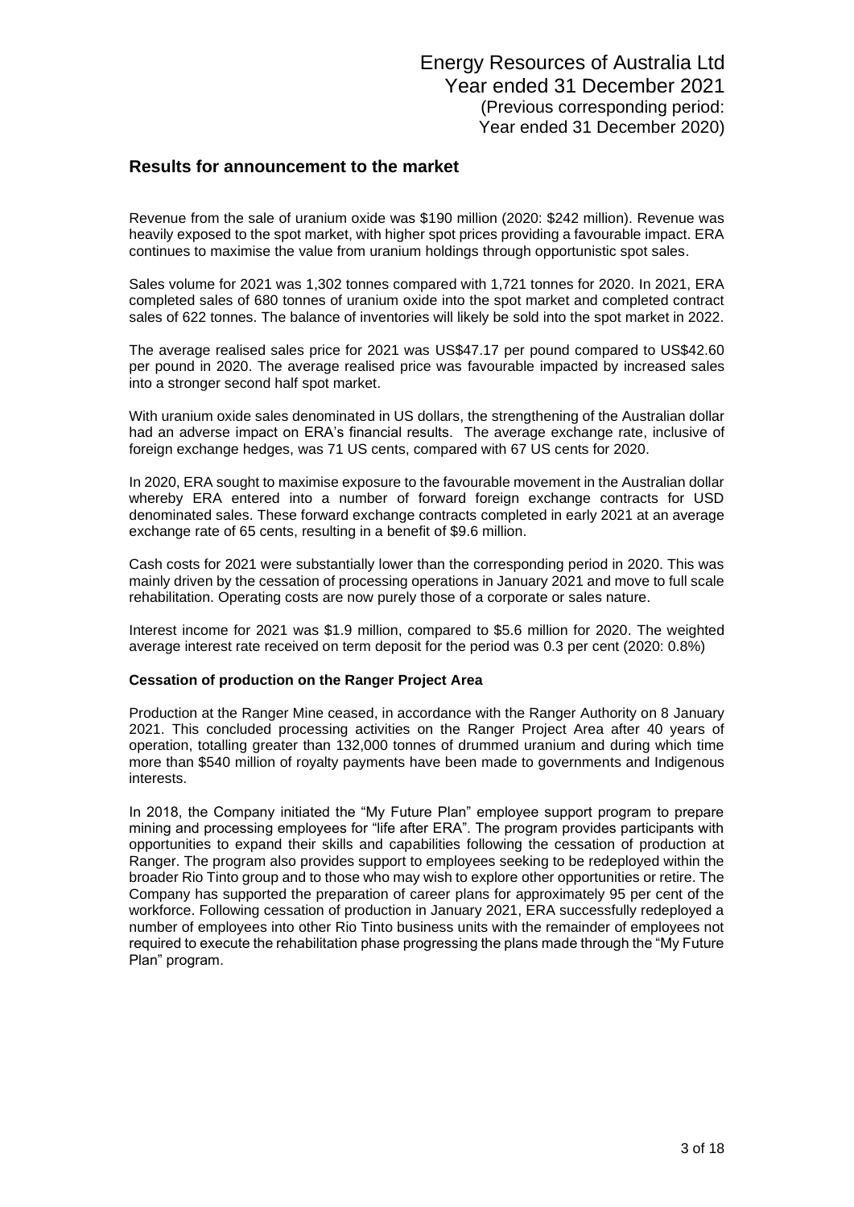# Energy Resources of Australia Ltd
## Year ended 31 December 2021
(Previous corresponding period: Year ended 31 December 2020)

## Results for announcement to the market

Revenue from the sale of uranium oxide was $190 million (2020: $242 million). Revenue was heavily exposed to the spot market, with higher spot prices providing a favourable impact. ERA continues to maximise the value from uranium holdings through opportunistic spot sales.

Sales volume for 2021 was 1,302 tonnes compared with 1,721 tonnes for 2020. In 2021, ERA completed sales of 680 tonnes of uranium oxide into the spot market and completed contract sales of 622 tonnes. The balance of inventories will likely be sold into the spot market in 2022.

The average realised sales price for 2021 was US$47.17 per pound compared to US$42.60 per pound in 2020. The average realised price was favourable impacted by increased sales into a stronger second half spot market.

With uranium oxide sales denominated in US dollars, the strengthening of the Australian dollar had an adverse impact on ERA's financial results. The average exchange rate, inclusive of foreign exchange hedges, was 71 US cents, compared with 67 US cents for 2020.

In 2020, ERA sought to maximise exposure to the favourable movement in the Australian dollar whereby ERA entered into a number of forward foreign exchange contracts for USD denominated sales. These forward exchange contracts completed in early 2021 at an average exchange rate of 65 cents, resulting in a benefit of $9.6 million.

Cash costs for 2021 were substantially lower than the corresponding period in 2020. This was mainly driven by the cessation of processing operations in January 2021 and move to full scale rehabilitation. Operating costs are now purely those of a corporate or sales nature.

Interest income for 2021 was $1.9 million, compared to $5.6 million for 2020. The weighted average interest rate received on term deposit for the period was 0.3 per cent (2020: 0.8%)

**Cessation of production on the Ranger Project Area**

Production at the Ranger Mine ceased, in accordance with the Ranger Authority on 8 January 2021. This concluded processing activities on the Ranger Project Area after 40 years of operation, totalling greater than 132,000 tonnes of drummed uranium and during which time more than $540 million of royalty payments have been made to governments and Indigenous interests.

In 2018, the Company initiated the "My Future Plan" employee support program to prepare mining and processing employees for "life after ERA". The program provides participants with opportunities to expand their skills and capabilities following the cessation of production at Ranger. The program also provides support to employees seeking to be redeployed within the broader Rio Tinto group and to those who may wish to explore other opportunities or retire. The Company has supported the preparation of career plans for approximately 95 per cent of the workforce. Following cessation of production in January 2021, ERA successfully redeployed a number of employees into other Rio Tinto business units with the remainder of employees not required to execute the rehabilitation phase progressing the plans made through the "My Future Plan" program.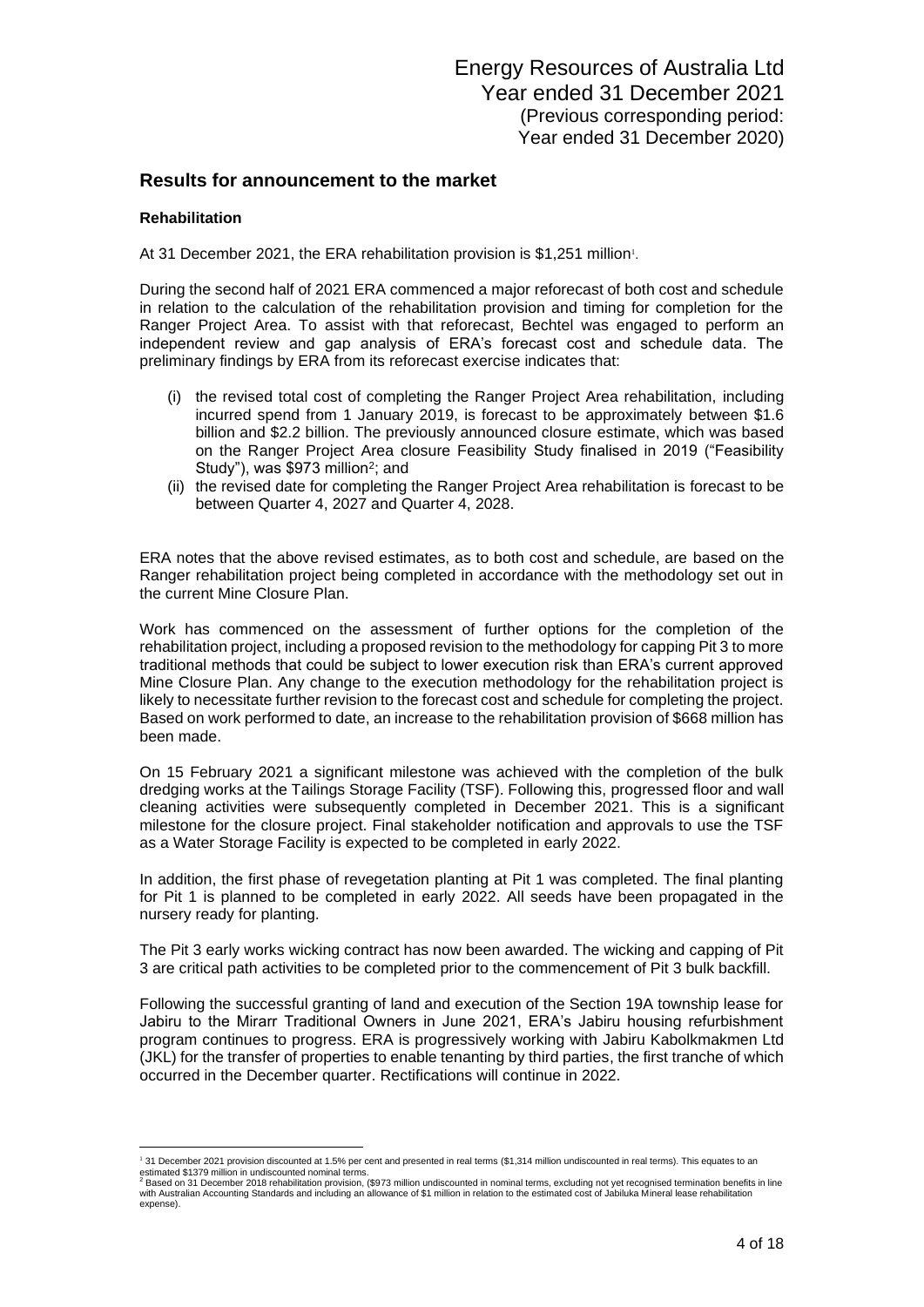Energy Resources of Australia Ltd
Year ended 31 December 2021
(Previous corresponding period:
Year ended 31 December 2020)

## Results for announcement to the market

### Rehabilitation

At 31 December 2021, the ERA rehabilitation provision is $1,251 million[1].

During the second half of 2021 ERA commenced a major reforecast of both cost and schedule in relation to the calculation of the rehabilitation provision and timing for completion for the Ranger Project Area. To assist with that reforecast, Bechtel was engaged to perform an independent review and gap analysis of ERA's forecast cost and schedule data. The preliminary findings by ERA from its reforecast exercise indicates that:

(i) the revised total cost of completing the Ranger Project Area rehabilitation, including incurred spend from 1 January 2019, is forecast to be approximately between $1.6 billion and $2.2 billion. The previously announced closure estimate, which was based on the Ranger Project Area closure Feasibility Study finalised in 2019 ("Feasibility Study"), was $973 million[2]; and

(ii) the revised date for completing the Ranger Project Area rehabilitation is forecast to be between Quarter 4, 2027 and Quarter 4, 2028.

ERA notes that the above revised estimates, as to both cost and schedule, are based on the Ranger rehabilitation project being completed in accordance with the methodology set out in the current Mine Closure Plan.

Work has commenced on the assessment of further options for the completion of the rehabilitation project, including a proposed revision to the methodology for capping Pit 3 to more traditional methods that could be subject to lower execution risk than ERA's current approved Mine Closure Plan. Any change to the execution methodology for the rehabilitation project is likely to necessitate further revision to the forecast cost and schedule for completing the project. Based on work performed to date, an increase to the rehabilitation provision of $668 million has been made.

On 15 February 2021 a significant milestone was achieved with the completion of the bulk dredging works at the Tailings Storage Facility (TSF). Following this, progressed floor and wall cleaning activities were subsequently completed in December 2021. This is a significant milestone for the closure project. Final stakeholder notification and approvals to use the TSF as a Water Storage Facility is expected to be completed in early 2022.

In addition, the first phase of revegetation planting at Pit 1 was completed. The final planting for Pit 1 is planned to be completed in early 2022. All seeds have been propagated in the nursery ready for planting.

The Pit 3 early works wicking contract has now been awarded. The wicking and capping of Pit 3 are critical path activities to be completed prior to the commencement of Pit 3 bulk backfill.

Following the successful granting of land and execution of the Section 19A township lease for Jabiru to the Mirarr Traditional Owners in June 2021, ERA's Jabiru housing refurbishment program continues to progress. ERA is progressively working with Jabiru Kabolkmakmen Ltd (JKL) for the transfer of properties to enable tenanting by third parties, the first tranche of which occurred in the December quarter. Rectifications will continue in 2022.

---

[1] 31 December 2021 provision discounted at 1.5% per cent and presented in real terms ($1,314 million undiscounted in real terms). This equates to an estimated $1379 million in undiscounted nominal terms.

[2] Based on 31 December 2018 rehabilitation provision, ($973 million undiscounted in nominal terms, excluding not yet recognised termination benefits in line with Australian Accounting Standards and including an allowance of $1 million in relation to the estimated cost of Jabiluka Mineral lease rehabilitation expense).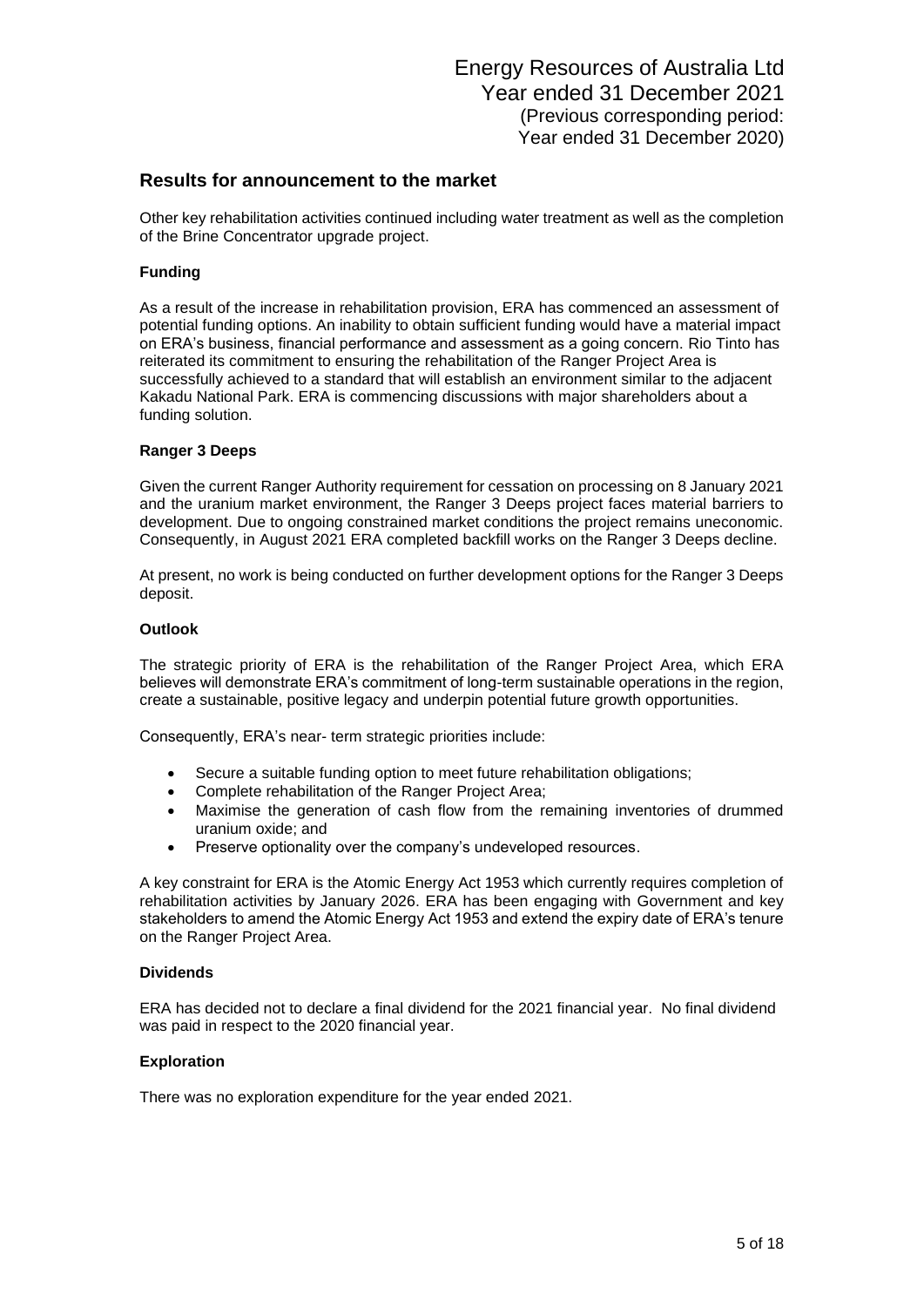## Results for announcement to the market

Other key rehabilitation activities continued including water treatment as well as the completion of the Brine Concentrator upgrade project.

**Funding**

As a result of the increase in rehabilitation provision, ERA has commenced an assessment of potential funding options. An inability to obtain sufficient funding would have a material impact on ERA's business, financial performance and assessment as a going concern. Rio Tinto has reiterated its commitment to ensuring the rehabilitation of the Ranger Project Area is successfully achieved to a standard that will establish an environment similar to the adjacent Kakadu National Park. ERA is commencing discussions with major shareholders about a funding solution.

**Ranger 3 Deeps**

Given the current Ranger Authority requirement for cessation on processing on 8 January 2021 and the uranium market environment, the Ranger 3 Deeps project faces material barriers to development. Due to ongoing constrained market conditions the project remains uneconomic. Consequently, in August 2021 ERA completed backfill works on the Ranger 3 Deeps decline.

At present, no work is being conducted on further development options for the Ranger 3 Deeps deposit.

**Outlook**

The strategic priority of ERA is the rehabilitation of the Ranger Project Area, which ERA believes will demonstrate ERA's commitment of long-term sustainable operations in the region, create a sustainable, positive legacy and underpin potential future growth opportunities.

Consequently, ERA's near- term strategic priorities include:

- Secure a suitable funding option to meet future rehabilitation obligations;
- Complete rehabilitation of the Ranger Project Area;
- Maximise the generation of cash flow from the remaining inventories of drummed uranium oxide; and
- Preserve optionality over the company's undeveloped resources.

A key constraint for ERA is the Atomic Energy Act 1953 which currently requires completion of rehabilitation activities by January 2026. ERA has been engaging with Government and key stakeholders to amend the Atomic Energy Act 1953 and extend the expiry date of ERA's tenure on the Ranger Project Area.

**Dividends**

ERA has decided not to declare a final dividend for the 2021 financial year. No final dividend was paid in respect to the 2020 financial year.

**Exploration**

There was no exploration expenditure for the year ended 2021.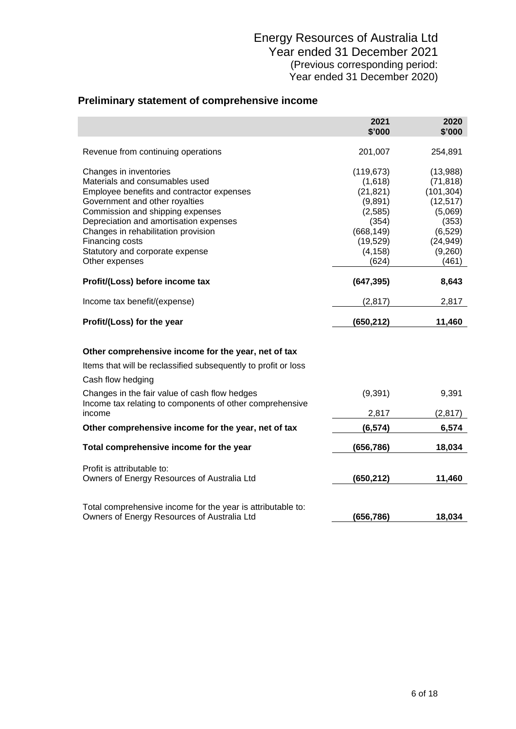# Energy Resources of Australia Ltd
## Year ended 31 December 2021
(Previous corresponding period:
Year ended 31 December 2020)

## Preliminary statement of comprehensive income

| | 2021 \$'000 | 2020 \$'000 |
|---|---|---|
| Revenue from continuing operations | 201,007 | 254,891 |
| Changes in inventories | (119,673) | (13,988) |
| Materials and consumables used | (1,618) | (71,818) |
| Employee benefits and contractor expenses | (21,821) | (101,304) |
| Government and other royalties | (9,891) | (12,517) |
| Commission and shipping expenses | (2,585) | (5,069) |
| Depreciation and amortisation expenses | (354) | (353) |
| Changes in rehabilitation provision | (668,149) | (6,529) |
| Financing costs | (19,529) | (24,949) |
| Statutory and corporate expense | (4,158) | (9,260) |
| Other expenses | (624) | (461) |
| **Profit/(Loss) before income tax** | **(647,395)** | **8,643** |
| Income tax benefit/(expense) | (2,817) | 2,817 |
| **Profit/(Loss) for the year** | **(650,212)** | **11,460** |
| **Other comprehensive income for the year, net of tax** | | |
| Items that will be reclassified subsequently to profit or loss | | |
| Cash flow hedging | | |
| Changes in the fair value of cash flow hedges | (9,391) | 9,391 |
| Income tax relating to components of other comprehensive income | 2,817 | (2,817) |
| **Other comprehensive income for the year, net of tax** | **(6,574)** | **6,574** |
| **Total comprehensive income for the year** | **(656,786)** | **18,034** |
| Profit is attributable to: | | |
| Owners of Energy Resources of Australia Ltd | **(650,212)** | **11,460** |
| Total comprehensive income for the year is attributable to: | | |
| Owners of Energy Resources of Australia Ltd | **(656,786)** | **18,034** |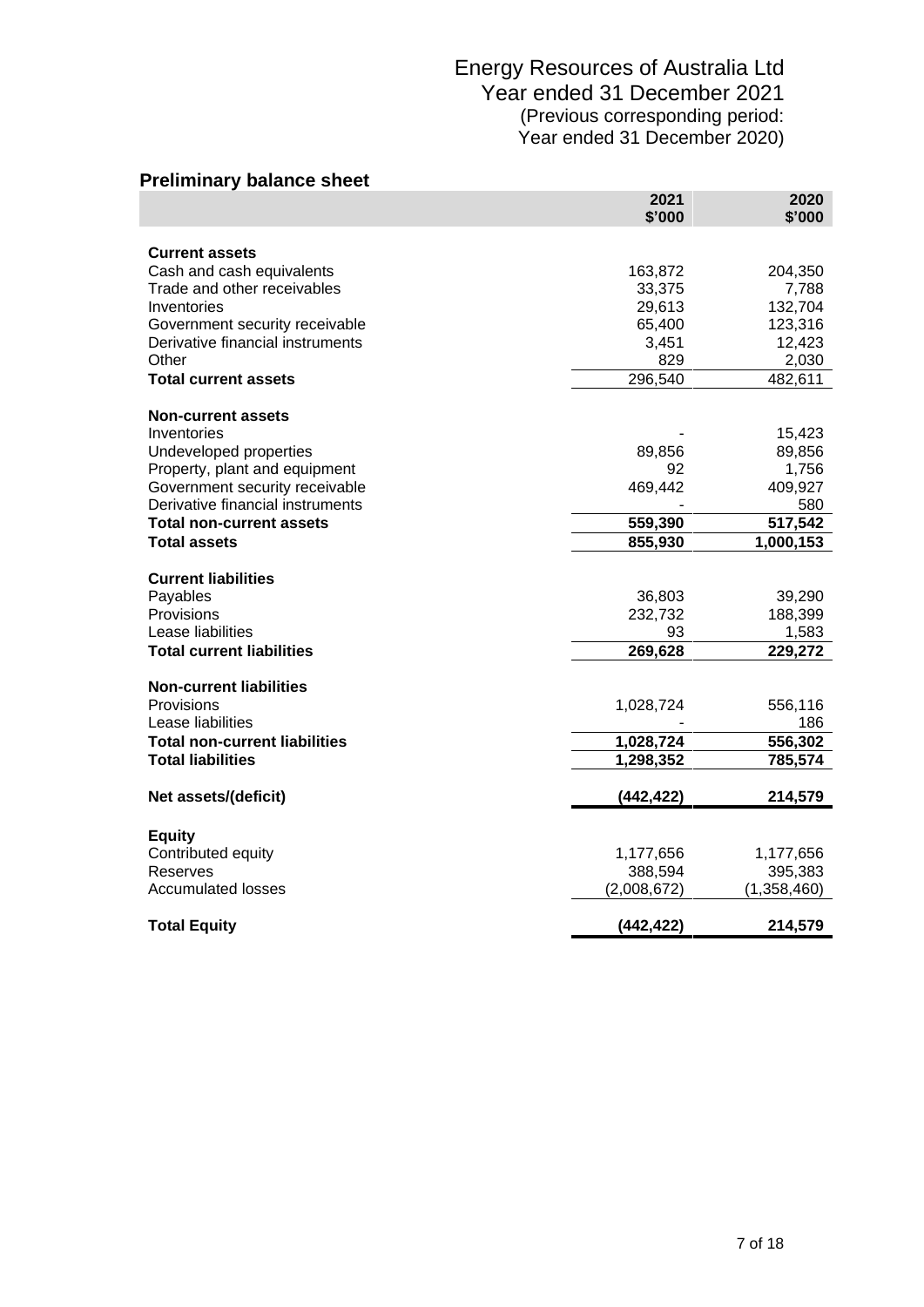Energy Resources of Australia Ltd
Year ended 31 December 2021
(Previous corresponding period:
Year ended 31 December 2020)

## Preliminary balance sheet

| | 2021 $'000 | 2020 $'000 |
|---|---|---|
| **Current assets** | | |
| Cash and cash equivalents | 163,872 | 204,350 |
| Trade and other receivables | 33,375 | 7,788 |
| Inventories | 29,613 | 132,704 |
| Government security receivable | 65,400 | 123,316 |
| Derivative financial instruments | 3,451 | 12,423 |
| Other | 829 | 2,030 |
| **Total current assets** | 296,540 | 482,611 |
| **Non-current assets** | | |
| Inventories | - | 15,423 |
| Undeveloped properties | 89,856 | 89,856 |
| Property, plant and equipment | 92 | 1,756 |
| Government security receivable | 469,442 | 409,927 |
| Derivative financial instruments | - | 580 |
| **Total non-current assets** | **559,390** | **517,542** |
| **Total assets** | **855,930** | **1,000,153** |
| **Current liabilities** | | |
| Payables | 36,803 | 39,290 |
| Provisions | 232,732 | 188,399 |
| Lease liabilities | 93 | 1,583 |
| **Total current liabilities** | **269,628** | **229,272** |
| **Non-current liabilities** | | |
| Provisions | 1,028,724 | 556,116 |
| Lease liabilities | - | 186 |
| **Total non-current liabilities** | **1,028,724** | **556,302** |
| **Total liabilities** | **1,298,352** | **785,574** |
| **Net assets/(deficit)** | **(442,422)** | **214,579** |
| **Equity** | | |
| Contributed equity | 1,177,656 | 1,177,656 |
| Reserves | 388,594 | 395,383 |
| Accumulated losses | (2,008,672) | (1,358,460) |
| **Total Equity** | **(442,422)** | **214,579** |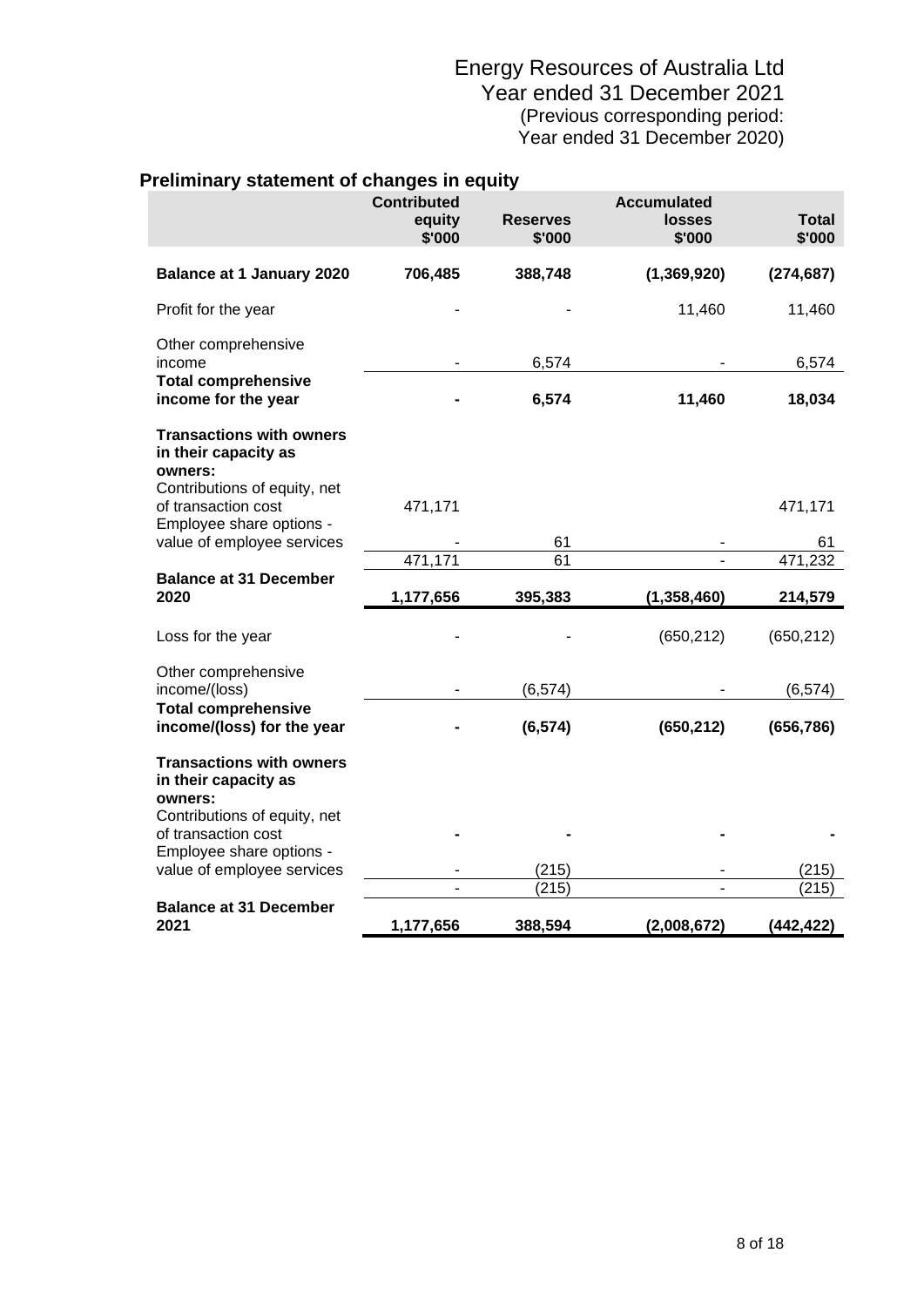Energy Resources of Australia Ltd
Year ended 31 December 2021
(Previous corresponding period:
Year ended 31 December 2020)

## Preliminary statement of changes in equity

| | Contributed equity $'000 | Reserves $'000 | Accumulated losses $'000 | Total $'000 |
|---|---|---|---|---|
| **Balance at 1 January 2020** | **706,485** | **388,748** | **(1,369,920)** | **(274,687)** |
| Profit for the year | - | - | 11,460 | 11,460 |
| Other comprehensive income | - | 6,574 | - | 6,574 |
| **Total comprehensive income for the year** | **-** | **6,574** | **11,460** | **18,034** |
| **Transactions with owners in their capacity as owners:** | | | | |
| Contributions of equity, net of transaction cost | 471,171 | | | 471,171 |
| Employee share options - value of employee services | - | 61 | - | 61 |
| | 471,171 | 61 | - | 471,232 |
| **Balance at 31 December 2020** | **1,177,656** | **395,383** | **(1,358,460)** | **214,579** |
| Loss for the year | - | - | (650,212) | (650,212) |
| Other comprehensive income/(loss) | - | (6,574) | - | (6,574) |
| **Total comprehensive income/(loss) for the year** | **-** | **(6,574)** | **(650,212)** | **(656,786)** |
| **Transactions with owners in their capacity as owners:** | | | | |
| Contributions of equity, net of transaction cost | **-** | **-** | **-** | **-** |
| Employee share options - value of employee services | - | (215) | - | (215) |
| | - | (215) | - | (215) |
| **Balance at 31 December 2021** | **1,177,656** | **388,594** | **(2,008,672)** | **(442,422)** |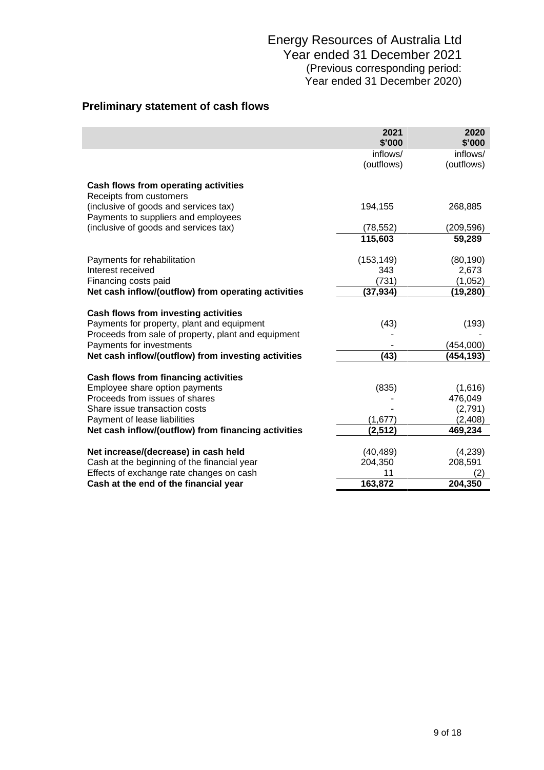Energy Resources of Australia Ltd
Year ended 31 December 2021
(Previous corresponding period:
Year ended 31 December 2020)

## Preliminary statement of cash flows

| | 2021 $'000 | 2020 $'000 |
|---|---|---|
| | inflows/ (outflows) | inflows/ (outflows) |
| **Cash flows from operating activities** | | |
| Receipts from customers (inclusive of goods and services tax) | 194,155 | 268,885 |
| Payments to suppliers and employees (inclusive of goods and services tax) | (78,552) | (209,596) |
| | **115,603** | **59,289** |
| Payments for rehabilitation | (153,149) | (80,190) |
| Interest received | 343 | 2,673 |
| Financing costs paid | (731) | (1,052) |
| **Net cash inflow/(outflow) from operating activities** | **(37,934)** | **(19,280)** |
| **Cash flows from investing activities** | | |
| Payments for property, plant and equipment | (43) | (193) |
| Proceeds from sale of property, plant and equipment | - | - |
| Payments for investments | - | (454,000) |
| **Net cash inflow/(outflow) from investing activities** | **(43)** | **(454,193)** |
| **Cash flows from financing activities** | | |
| Employee share option payments | (835) | (1,616) |
| Proceeds from issues of shares | - | 476,049 |
| Share issue transaction costs | - | (2,791) |
| Payment of lease liabilities | (1,677) | (2,408) |
| **Net cash inflow/(outflow) from financing activities** | **(2,512)** | **469,234** |
| **Net increase/(decrease) in cash held** | (40,489) | (4,239) |
| Cash at the beginning of the financial year | 204,350 | 208,591 |
| Effects of exchange rate changes on cash | 11 | (2) |
| **Cash at the end of the financial year** | **163,872** | **204,350** |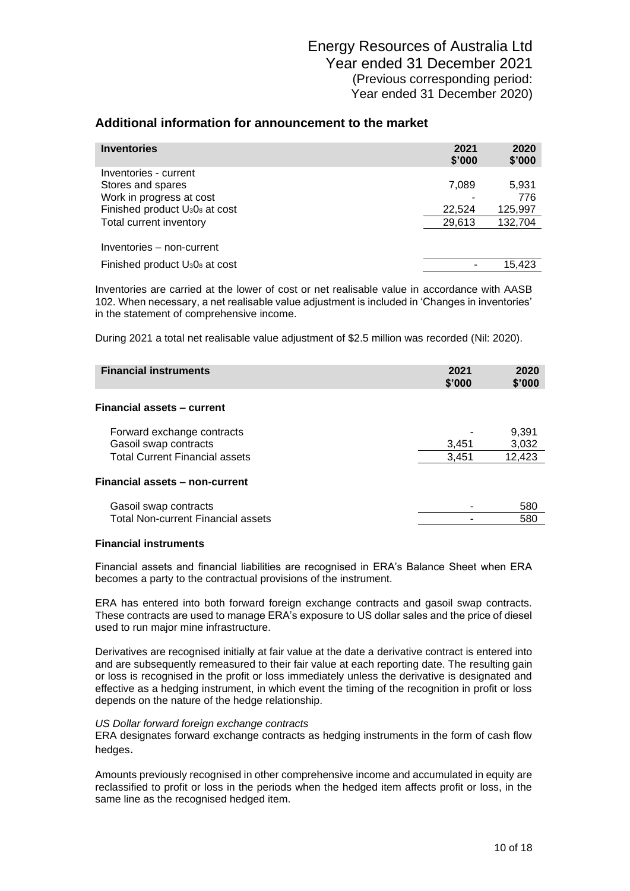Energy Resources of Australia Ltd
Year ended 31 December 2021
(Previous corresponding period:
Year ended 31 December 2020)

## Additional information for announcement to the market

| **Inventories** | **2021 \$'000** | **2020 \$'000** |
|---|---|---|
| Inventories - current | | |
| Stores and spares | 7,089 | 5,931 |
| Work in progress at cost | - | 776 |
| Finished product $U_3O_8$ at cost | 22,524 | 125,997 |
| Total current inventory | 29,613 | 132,704 |
| | | |
| Inventories – non-current | | |
| Finished product $U_3O_8$ at cost | - | 15,423 |

Inventories are carried at the lower of cost or net realisable value in accordance with AASB 102. When necessary, a net realisable value adjustment is included in 'Changes in inventories' in the statement of comprehensive income.

During 2021 a total net realisable value adjustment of \$2.5 million was recorded (Nil: 2020).

| **Financial instruments** | **2021 \$'000** | **2020 \$'000** |
|---|---|---|
| **Financial assets – current** | | |
| Forward exchange contracts | - | 9,391 |
| Gasoil swap contracts | 3,451 | 3,032 |
| Total Current Financial assets | 3,451 | 12,423 |
| **Financial assets – non-current** | | |
| Gasoil swap contracts | - | 580 |
| Total Non-current Financial assets | - | 580 |

**Financial instruments**

Financial assets and financial liabilities are recognised in ERA's Balance Sheet when ERA becomes a party to the contractual provisions of the instrument.

ERA has entered into both forward foreign exchange contracts and gasoil swap contracts. These contracts are used to manage ERA's exposure to US dollar sales and the price of diesel used to run major mine infrastructure.

Derivatives are recognised initially at fair value at the date a derivative contract is entered into and are subsequently remeasured to their fair value at each reporting date. The resulting gain or loss is recognised in the profit or loss immediately unless the derivative is designated and effective as a hedging instrument, in which event the timing of the recognition in profit or loss depends on the nature of the hedge relationship.

*US Dollar forward foreign exchange contracts*
ERA designates forward exchange contracts as hedging instruments in the form of cash flow hedges.

Amounts previously recognised in other comprehensive income and accumulated in equity are reclassified to profit or loss in the periods when the hedged item affects profit or loss, in the same line as the recognised hedged item.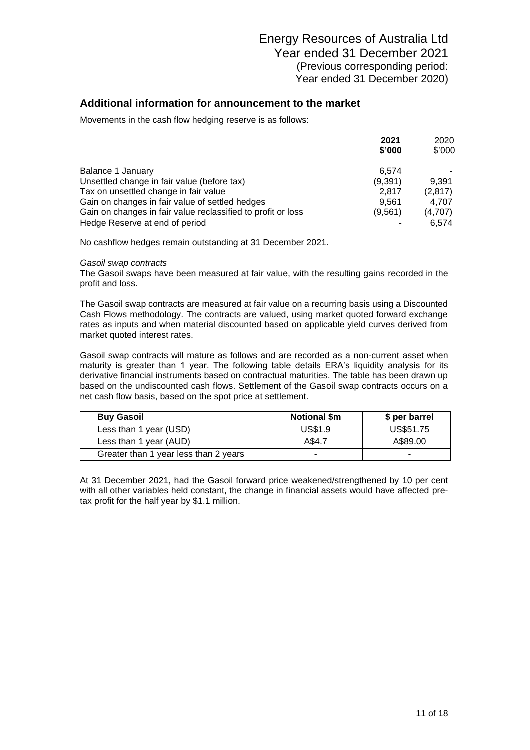Energy Resources of Australia Ltd
Year ended 31 December 2021
(Previous corresponding period:
Year ended 31 December 2020)

## Additional information for announcement to the market

Movements in the cash flow hedging reserve is as follows:

| | **2021 \$'000** | 2020 \$'000 |
|---|---|---|
| Balance 1 January | 6,574 | - |
| Unsettled change in fair value (before tax) | (9,391) | 9,391 |
| Tax on unsettled change in fair value | 2,817 | (2,817) |
| Gain on changes in fair value of settled hedges | 9,561 | 4,707 |
| Gain on changes in fair value reclassified to profit or loss | (9,561) | (4,707) |
| Hedge Reserve at end of period | - | 6,574 |

No cashflow hedges remain outstanding at 31 December 2021.

*Gasoil swap contracts*

The Gasoil swaps have been measured at fair value, with the resulting gains recorded in the profit and loss.

The Gasoil swap contracts are measured at fair value on a recurring basis using a Discounted Cash Flows methodology. The contracts are valued, using market quoted forward exchange rates as inputs and when material discounted based on applicable yield curves derived from market quoted interest rates.

Gasoil swap contracts will mature as follows and are recorded as a non-current asset when maturity is greater than 1 year. The following table details ERA's liquidity analysis for its derivative financial instruments based on contractual maturities. The table has been drawn up based on the undiscounted cash flows. Settlement of the Gasoil swap contracts occurs on a net cash flow basis, based on the spot price at settlement.

| **Buy Gasoil** | **Notional \$m** | **\$ per barrel** |
|---|---|---|
| Less than 1 year (USD) | US\$1.9 | US\$51.75 |
| Less than 1 year (AUD) | A\$4.7 | A\$89.00 |
| Greater than 1 year less than 2 years | - | - |

At 31 December 2021, had the Gasoil forward price weakened/strengthened by 10 per cent with all other variables held constant, the change in financial assets would have affected pre-tax profit for the half year by \$1.1 million.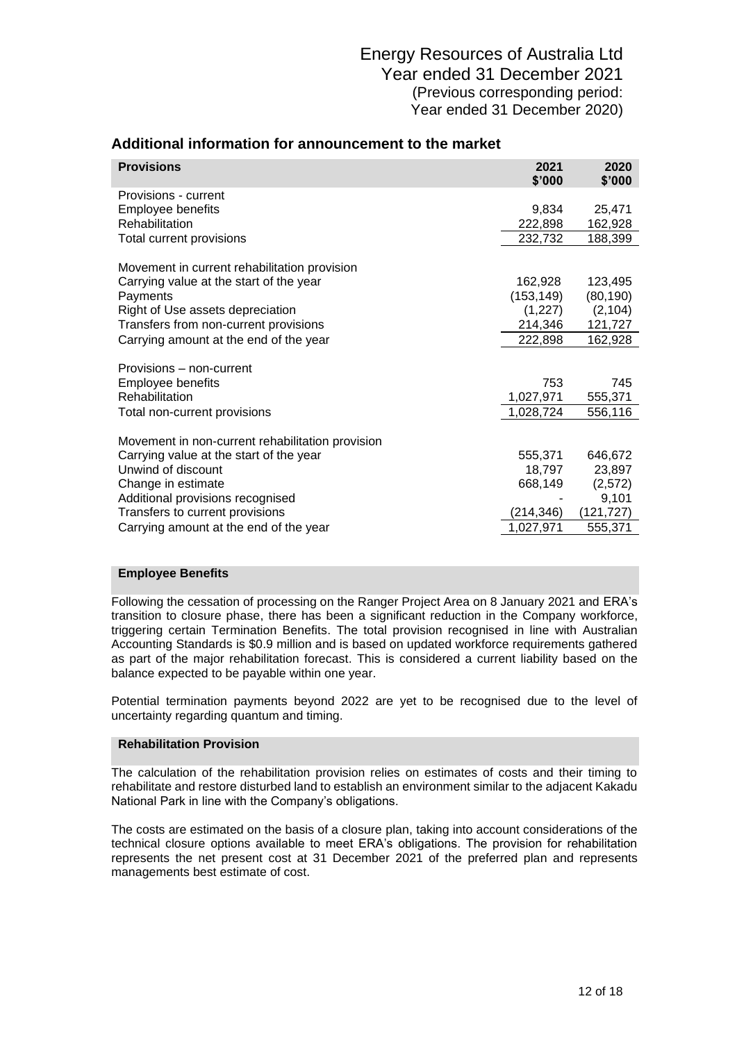# Additional information for announcement to the market

| Provisions | 2021 $'000 | 2020 $'000 |
|---|---|---|
| Provisions - current | | |
| Employee benefits | 9,834 | 25,471 |
| Rehabilitation | 222,898 | 162,928 |
| Total current provisions | 232,732 | 188,399 |
| | | |
| Movement in current rehabilitation provision | | |
| Carrying value at the start of the year | 162,928 | 123,495 |
| Payments | (153,149) | (80,190) |
| Right of Use assets depreciation | (1,227) | (2,104) |
| Transfers from non-current provisions | 214,346 | 121,727 |
| Carrying amount at the end of the year | 222,898 | 162,928 |
| | | |
| Provisions – non-current | | |
| Employee benefits | 753 | 745 |
| Rehabilitation | 1,027,971 | 555,371 |
| Total non-current provisions | 1,028,724 | 556,116 |
| | | |
| Movement in non-current rehabilitation provision | | |
| Carrying value at the start of the year | 555,371 | 646,672 |
| Unwind of discount | 18,797 | 23,897 |
| Change in estimate | 668,149 | (2,572) |
| Additional provisions recognised | - | 9,101 |
| Transfers to current provisions | (214,346) | (121,727) |
| Carrying amount at the end of the year | 1,027,971 | 555,371 |

## Employee Benefits

Following the cessation of processing on the Ranger Project Area on 8 January 2021 and ERA's transition to closure phase, there has been a significant reduction in the Company workforce, triggering certain Termination Benefits. The total provision recognised in line with Australian Accounting Standards is $0.9 million and is based on updated workforce requirements gathered as part of the major rehabilitation forecast. This is considered a current liability based on the balance expected to be payable within one year.

Potential termination payments beyond 2022 are yet to be recognised due to the level of uncertainty regarding quantum and timing.

## Rehabilitation Provision

The calculation of the rehabilitation provision relies on estimates of costs and their timing to rehabilitate and restore disturbed land to establish an environment similar to the adjacent Kakadu National Park in line with the Company's obligations.

The costs are estimated on the basis of a closure plan, taking into account considerations of the technical closure options available to meet ERA's obligations. The provision for rehabilitation represents the net present cost at 31 December 2021 of the preferred plan and represents managements best estimate of cost.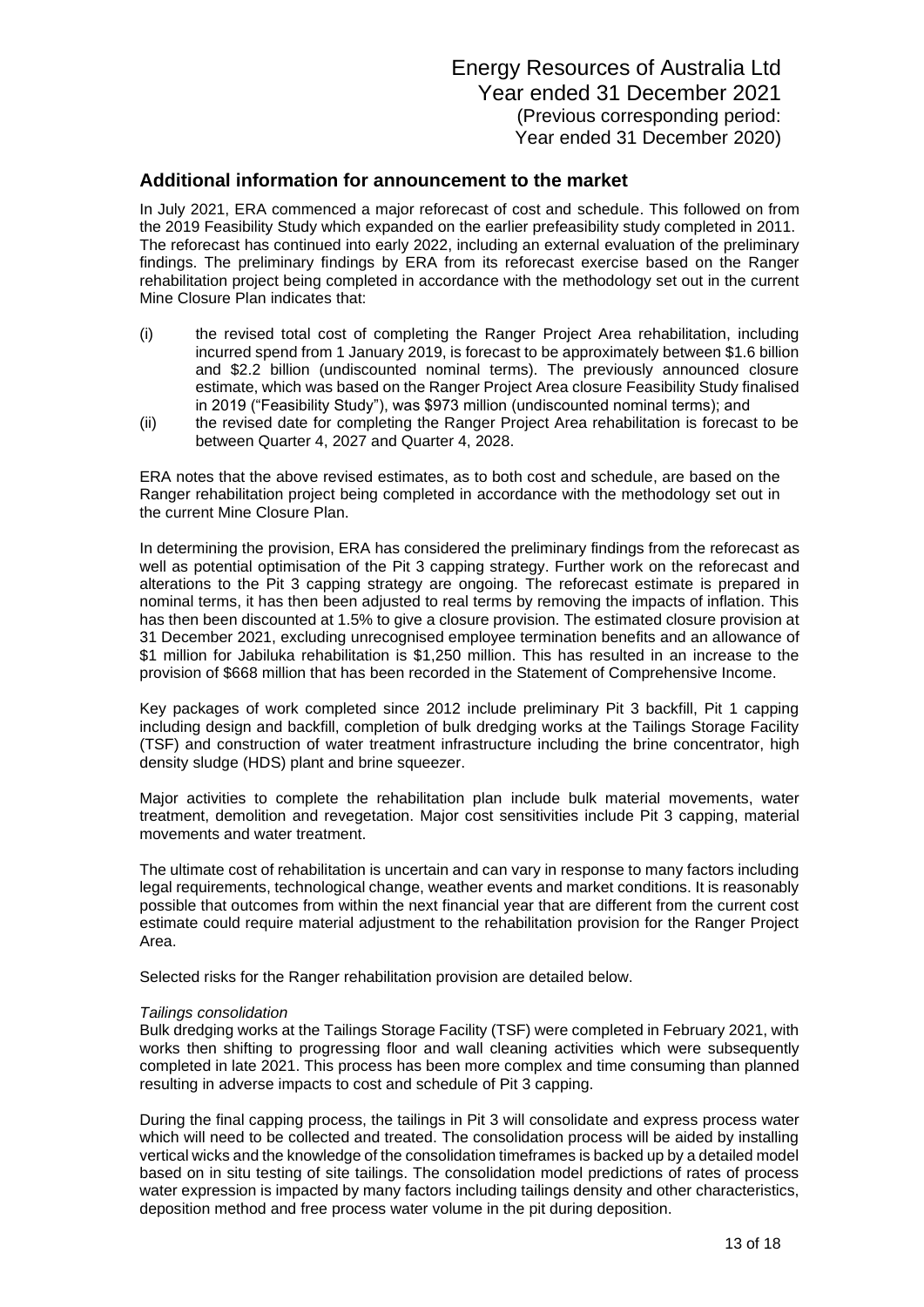## Additional information for announcement to the market

In July 2021, ERA commenced a major reforecast of cost and schedule. This followed on from the 2019 Feasibility Study which expanded on the earlier prefeasibility study completed in 2011. The reforecast has continued into early 2022, including an external evaluation of the preliminary findings. The preliminary findings by ERA from its reforecast exercise based on the Ranger rehabilitation project being completed in accordance with the methodology set out in the current Mine Closure Plan indicates that:

(i) the revised total cost of completing the Ranger Project Area rehabilitation, including incurred spend from 1 January 2019, is forecast to be approximately between $1.6 billion and $2.2 billion (undiscounted nominal terms). The previously announced closure estimate, which was based on the Ranger Project Area closure Feasibility Study finalised in 2019 ("Feasibility Study"), was $973 million (undiscounted nominal terms); and

(ii) the revised date for completing the Ranger Project Area rehabilitation is forecast to be between Quarter 4, 2027 and Quarter 4, 2028.

ERA notes that the above revised estimates, as to both cost and schedule, are based on the Ranger rehabilitation project being completed in accordance with the methodology set out in the current Mine Closure Plan.

In determining the provision, ERA has considered the preliminary findings from the reforecast as well as potential optimisation of the Pit 3 capping strategy. Further work on the reforecast and alterations to the Pit 3 capping strategy are ongoing. The reforecast estimate is prepared in nominal terms, it has then been adjusted to real terms by removing the impacts of inflation. This has then been discounted at 1.5% to give a closure provision. The estimated closure provision at 31 December 2021, excluding unrecognised employee termination benefits and an allowance of $1 million for Jabiluka rehabilitation is $1,250 million. This has resulted in an increase to the provision of $668 million that has been recorded in the Statement of Comprehensive Income.

Key packages of work completed since 2012 include preliminary Pit 3 backfill, Pit 1 capping including design and backfill, completion of bulk dredging works at the Tailings Storage Facility (TSF) and construction of water treatment infrastructure including the brine concentrator, high density sludge (HDS) plant and brine squeezer.

Major activities to complete the rehabilitation plan include bulk material movements, water treatment, demolition and revegetation. Major cost sensitivities include Pit 3 capping, material movements and water treatment.

The ultimate cost of rehabilitation is uncertain and can vary in response to many factors including legal requirements, technological change, weather events and market conditions. It is reasonably possible that outcomes from within the next financial year that are different from the current cost estimate could require material adjustment to the rehabilitation provision for the Ranger Project Area.

Selected risks for the Ranger rehabilitation provision are detailed below.

*Tailings consolidation*

Bulk dredging works at the Tailings Storage Facility (TSF) were completed in February 2021, with works then shifting to progressing floor and wall cleaning activities which were subsequently completed in late 2021. This process has been more complex and time consuming than planned resulting in adverse impacts to cost and schedule of Pit 3 capping.

During the final capping process, the tailings in Pit 3 will consolidate and express process water which will need to be collected and treated. The consolidation process will be aided by installing vertical wicks and the knowledge of the consolidation timeframes is backed up by a detailed model based on in situ testing of site tailings. The consolidation model predictions of rates of process water expression is impacted by many factors including tailings density and other characteristics, deposition method and free process water volume in the pit during deposition.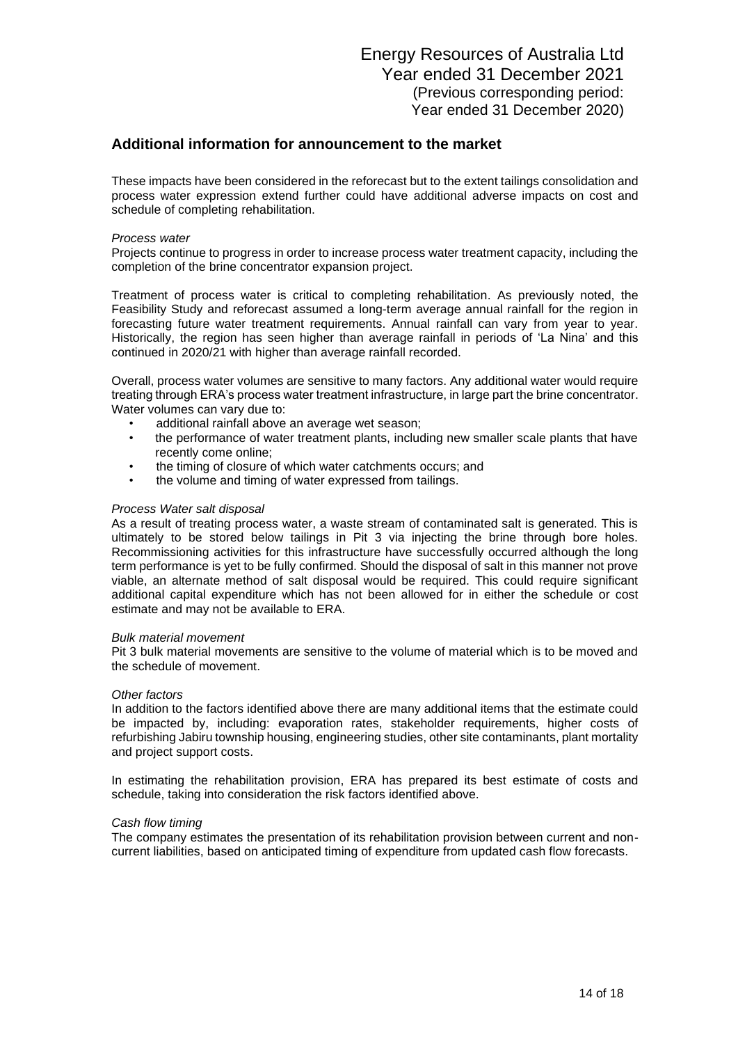## Additional information for announcement to the market

These impacts have been considered in the reforecast but to the extent tailings consolidation and process water expression extend further could have additional adverse impacts on cost and schedule of completing rehabilitation.

*Process water*

Projects continue to progress in order to increase process water treatment capacity, including the completion of the brine concentrator expansion project.

Treatment of process water is critical to completing rehabilitation. As previously noted, the Feasibility Study and reforecast assumed a long-term average annual rainfall for the region in forecasting future water treatment requirements. Annual rainfall can vary from year to year. Historically, the region has seen higher than average rainfall in periods of 'La Nina' and this continued in 2020/21 with higher than average rainfall recorded.

Overall, process water volumes are sensitive to many factors. Any additional water would require treating through ERA's process water treatment infrastructure, in large part the brine concentrator. Water volumes can vary due to:

- additional rainfall above an average wet season;
- the performance of water treatment plants, including new smaller scale plants that have recently come online;
- the timing of closure of which water catchments occurs; and
- the volume and timing of water expressed from tailings.

*Process Water salt disposal*

As a result of treating process water, a waste stream of contaminated salt is generated. This is ultimately to be stored below tailings in Pit 3 via injecting the brine through bore holes. Recommissioning activities for this infrastructure have successfully occurred although the long term performance is yet to be fully confirmed. Should the disposal of salt in this manner not prove viable, an alternate method of salt disposal would be required. This could require significant additional capital expenditure which has not been allowed for in either the schedule or cost estimate and may not be available to ERA.

*Bulk material movement*

Pit 3 bulk material movements are sensitive to the volume of material which is to be moved and the schedule of movement.

*Other factors*

In addition to the factors identified above there are many additional items that the estimate could be impacted by, including: evaporation rates, stakeholder requirements, higher costs of refurbishing Jabiru township housing, engineering studies, other site contaminants, plant mortality and project support costs.

In estimating the rehabilitation provision, ERA has prepared its best estimate of costs and schedule, taking into consideration the risk factors identified above.

*Cash flow timing*

The company estimates the presentation of its rehabilitation provision between current and non-current liabilities, based on anticipated timing of expenditure from updated cash flow forecasts.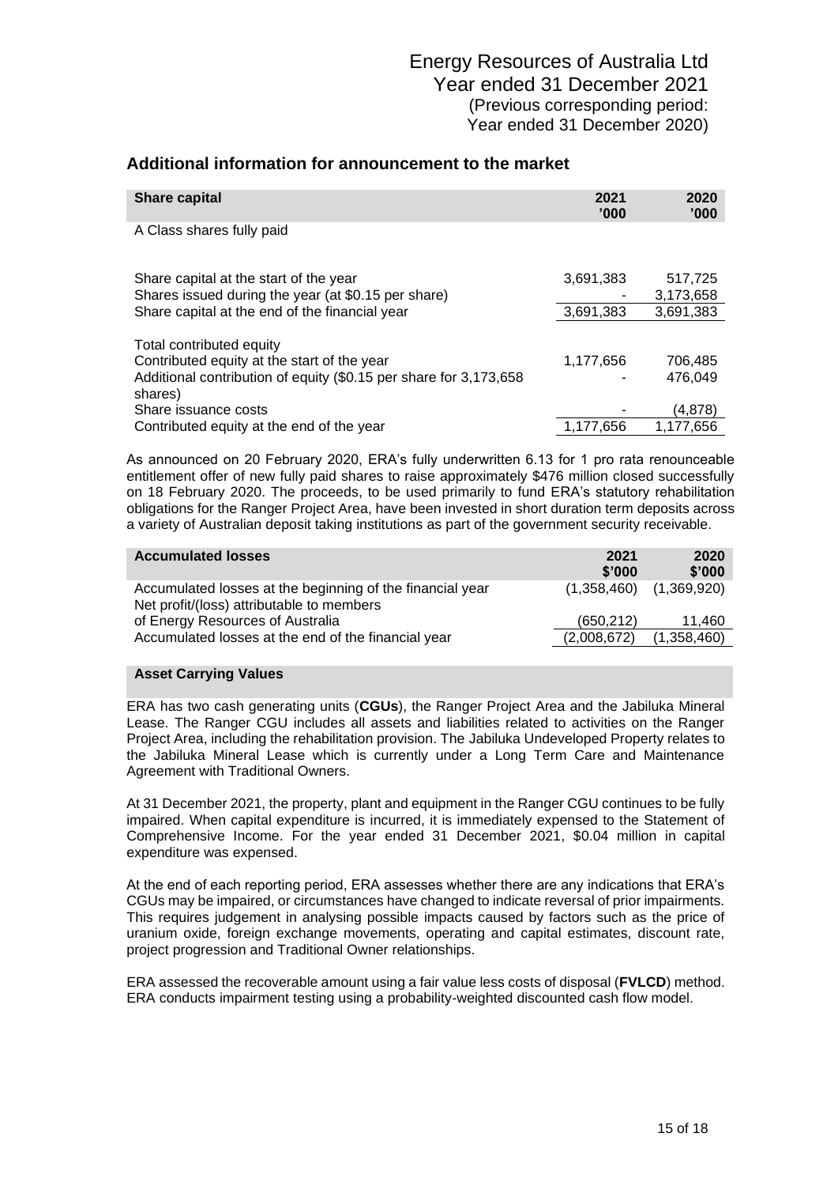Energy Resources of Australia Ltd
Year ended 31 December 2021
(Previous corresponding period:
Year ended 31 December 2020)

## Additional information for announcement to the market

| Share capital | 2021 '000 | 2020 '000 |
|---|---|---|
| A Class shares fully paid | | |
| | | |
| Share capital at the start of the year | 3,691,383 | 517,725 |
| Shares issued during the year (at $0.15 per share) | - | 3,173,658 |
| Share capital at the end of the financial year | 3,691,383 | 3,691,383 |
| | | |
| Total contributed equity | | |
| Contributed equity at the start of the year | 1,177,656 | 706,485 |
| Additional contribution of equity ($0.15 per share for 3,173,658 shares) | - | 476,049 |
| Share issuance costs | - | (4,878) |
| Contributed equity at the end of the year | 1,177,656 | 1,177,656 |

As announced on 20 February 2020, ERA's fully underwritten 6.13 for 1 pro rata renounceable entitlement offer of new fully paid shares to raise approximately $476 million closed successfully on 18 February 2020. The proceeds, to be used primarily to fund ERA's statutory rehabilitation obligations for the Ranger Project Area, have been invested in short duration term deposits across a variety of Australian deposit taking institutions as part of the government security receivable.

| Accumulated losses | 2021 $'000 | 2020 $'000 |
|---|---|---|
| Accumulated losses at the beginning of the financial year | (1,358,460) | (1,369,920) |
| Net profit/(loss) attributable to members of Energy Resources of Australia | (650,212) | 11,460 |
| Accumulated losses at the end of the financial year | (2,008,672) | (1,358,460) |

### Asset Carrying Values

ERA has two cash generating units (**CGUs**), the Ranger Project Area and the Jabiluka Mineral Lease. The Ranger CGU includes all assets and liabilities related to activities on the Ranger Project Area, including the rehabilitation provision. The Jabiluka Undeveloped Property relates to the Jabiluka Mineral Lease which is currently under a Long Term Care and Maintenance Agreement with Traditional Owners.

At 31 December 2021, the property, plant and equipment in the Ranger CGU continues to be fully impaired. When capital expenditure is incurred, it is immediately expensed to the Statement of Comprehensive Income. For the year ended 31 December 2021, $0.04 million in capital expenditure was expensed.

At the end of each reporting period, ERA assesses whether there are any indications that ERA's CGUs may be impaired, or circumstances have changed to indicate reversal of prior impairments. This requires judgement in analysing possible impacts caused by factors such as the price of uranium oxide, foreign exchange movements, operating and capital estimates, discount rate, project progression and Traditional Owner relationships.

ERA assessed the recoverable amount using a fair value less costs of disposal (**FVLCD**) method. ERA conducts impairment testing using a probability-weighted discounted cash flow model.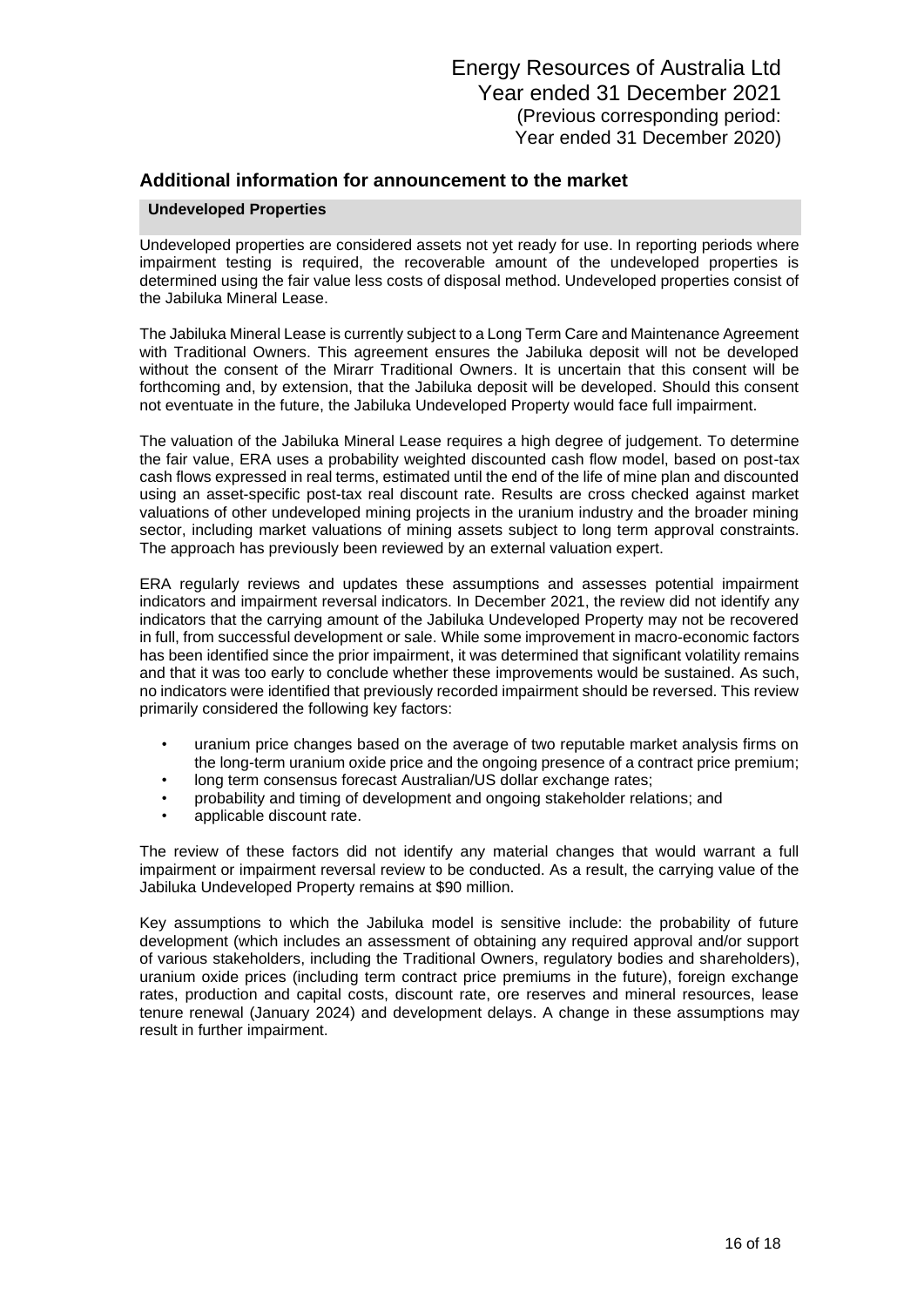## Additional information for announcement to the market

### Undeveloped Properties

Undeveloped properties are considered assets not yet ready for use. In reporting periods where impairment testing is required, the recoverable amount of the undeveloped properties is determined using the fair value less costs of disposal method. Undeveloped properties consist of the Jabiluka Mineral Lease.

The Jabiluka Mineral Lease is currently subject to a Long Term Care and Maintenance Agreement with Traditional Owners. This agreement ensures the Jabiluka deposit will not be developed without the consent of the Mirarr Traditional Owners. It is uncertain that this consent will be forthcoming and, by extension, that the Jabiluka deposit will be developed. Should this consent not eventuate in the future, the Jabiluka Undeveloped Property would face full impairment.

The valuation of the Jabiluka Mineral Lease requires a high degree of judgement. To determine the fair value, ERA uses a probability weighted discounted cash flow model, based on post-tax cash flows expressed in real terms, estimated until the end of the life of mine plan and discounted using an asset-specific post-tax real discount rate. Results are cross checked against market valuations of other undeveloped mining projects in the uranium industry and the broader mining sector, including market valuations of mining assets subject to long term approval constraints. The approach has previously been reviewed by an external valuation expert.

ERA regularly reviews and updates these assumptions and assesses potential impairment indicators and impairment reversal indicators. In December 2021, the review did not identify any indicators that the carrying amount of the Jabiluka Undeveloped Property may not be recovered in full, from successful development or sale. While some improvement in macro-economic factors has been identified since the prior impairment, it was determined that significant volatility remains and that it was too early to conclude whether these improvements would be sustained. As such, no indicators were identified that previously recorded impairment should be reversed. This review primarily considered the following key factors:

- uranium price changes based on the average of two reputable market analysis firms on the long-term uranium oxide price and the ongoing presence of a contract price premium;
- long term consensus forecast Australian/US dollar exchange rates;
- probability and timing of development and ongoing stakeholder relations; and
- applicable discount rate.

The review of these factors did not identify any material changes that would warrant a full impairment or impairment reversal review to be conducted. As a result, the carrying value of the Jabiluka Undeveloped Property remains at $90 million.

Key assumptions to which the Jabiluka model is sensitive include: the probability of future development (which includes an assessment of obtaining any required approval and/or support of various stakeholders, including the Traditional Owners, regulatory bodies and shareholders), uranium oxide prices (including term contract price premiums in the future), foreign exchange rates, production and capital costs, discount rate, ore reserves and mineral resources, lease tenure renewal (January 2024) and development delays. A change in these assumptions may result in further impairment.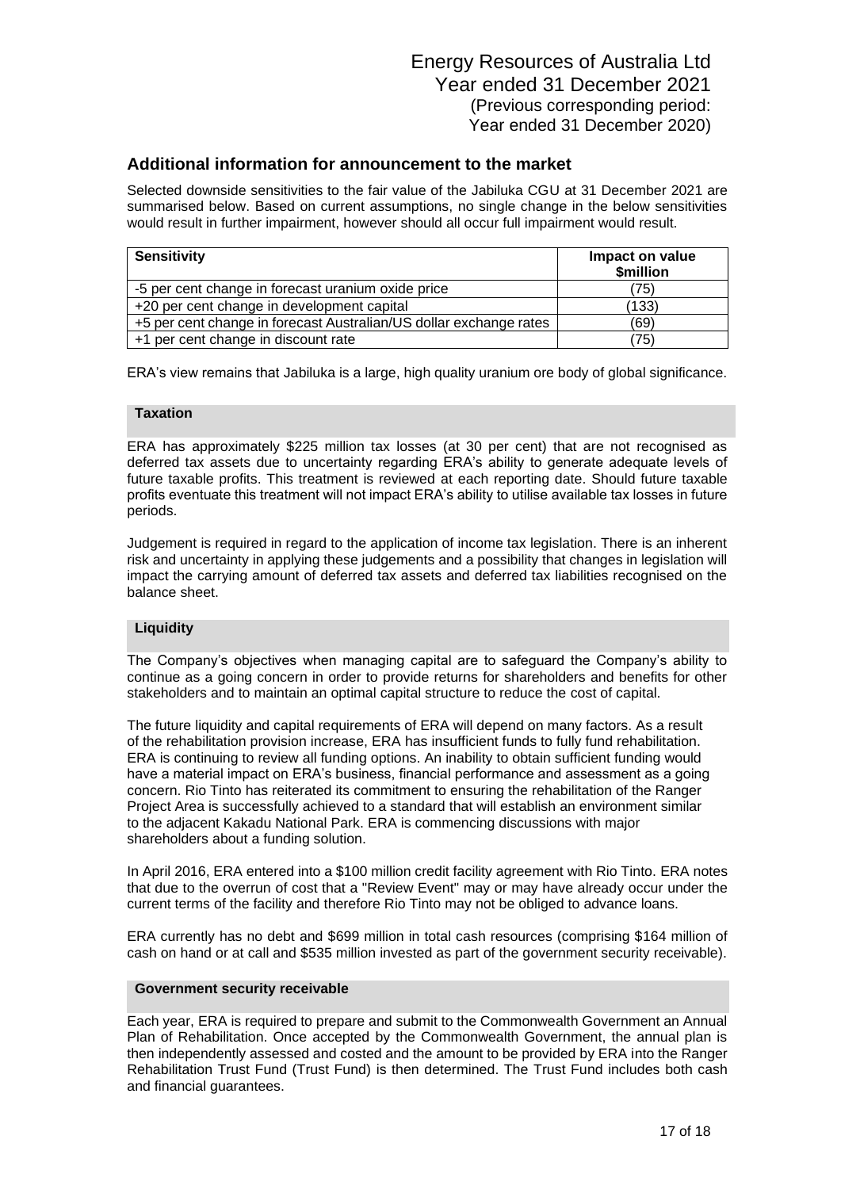## Additional information for announcement to the market

Selected downside sensitivities to the fair value of the Jabiluka CGU at 31 December 2021 are summarised below. Based on current assumptions, no single change in the below sensitivities would result in further impairment, however should all occur full impairment would result.

| Sensitivity | Impact on value $million |
|---|---|
| -5 per cent change in forecast uranium oxide price | (75) |
| +20 per cent change in development capital | (133) |
| +5 per cent change in forecast Australian/US dollar exchange rates | (69) |
| +1 per cent change in discount rate | (75) |

ERA's view remains that Jabiluka is a large, high quality uranium ore body of global significance.

### Taxation

ERA has approximately $225 million tax losses (at 30 per cent) that are not recognised as deferred tax assets due to uncertainty regarding ERA's ability to generate adequate levels of future taxable profits. This treatment is reviewed at each reporting date. Should future taxable profits eventuate this treatment will not impact ERA's ability to utilise available tax losses in future periods.

Judgement is required in regard to the application of income tax legislation. There is an inherent risk and uncertainty in applying these judgements and a possibility that changes in legislation will impact the carrying amount of deferred tax assets and deferred tax liabilities recognised on the balance sheet.

### Liquidity

The Company's objectives when managing capital are to safeguard the Company's ability to continue as a going concern in order to provide returns for shareholders and benefits for other stakeholders and to maintain an optimal capital structure to reduce the cost of capital.

The future liquidity and capital requirements of ERA will depend on many factors. As a result of the rehabilitation provision increase, ERA has insufficient funds to fully fund rehabilitation. ERA is continuing to review all funding options. An inability to obtain sufficient funding would have a material impact on ERA's business, financial performance and assessment as a going concern. Rio Tinto has reiterated its commitment to ensuring the rehabilitation of the Ranger Project Area is successfully achieved to a standard that will establish an environment similar to the adjacent Kakadu National Park. ERA is commencing discussions with major shareholders about a funding solution.

In April 2016, ERA entered into a $100 million credit facility agreement with Rio Tinto. ERA notes that due to the overrun of cost that a "Review Event" may or may have already occur under the current terms of the facility and therefore Rio Tinto may not be obliged to advance loans.

ERA currently has no debt and $699 million in total cash resources (comprising $164 million of cash on hand or at call and $535 million invested as part of the government security receivable).

### Government security receivable

Each year, ERA is required to prepare and submit to the Commonwealth Government an Annual Plan of Rehabilitation. Once accepted by the Commonwealth Government, the annual plan is then independently assessed and costed and the amount to be provided by ERA into the Ranger Rehabilitation Trust Fund (Trust Fund) is then determined. The Trust Fund includes both cash and financial guarantees.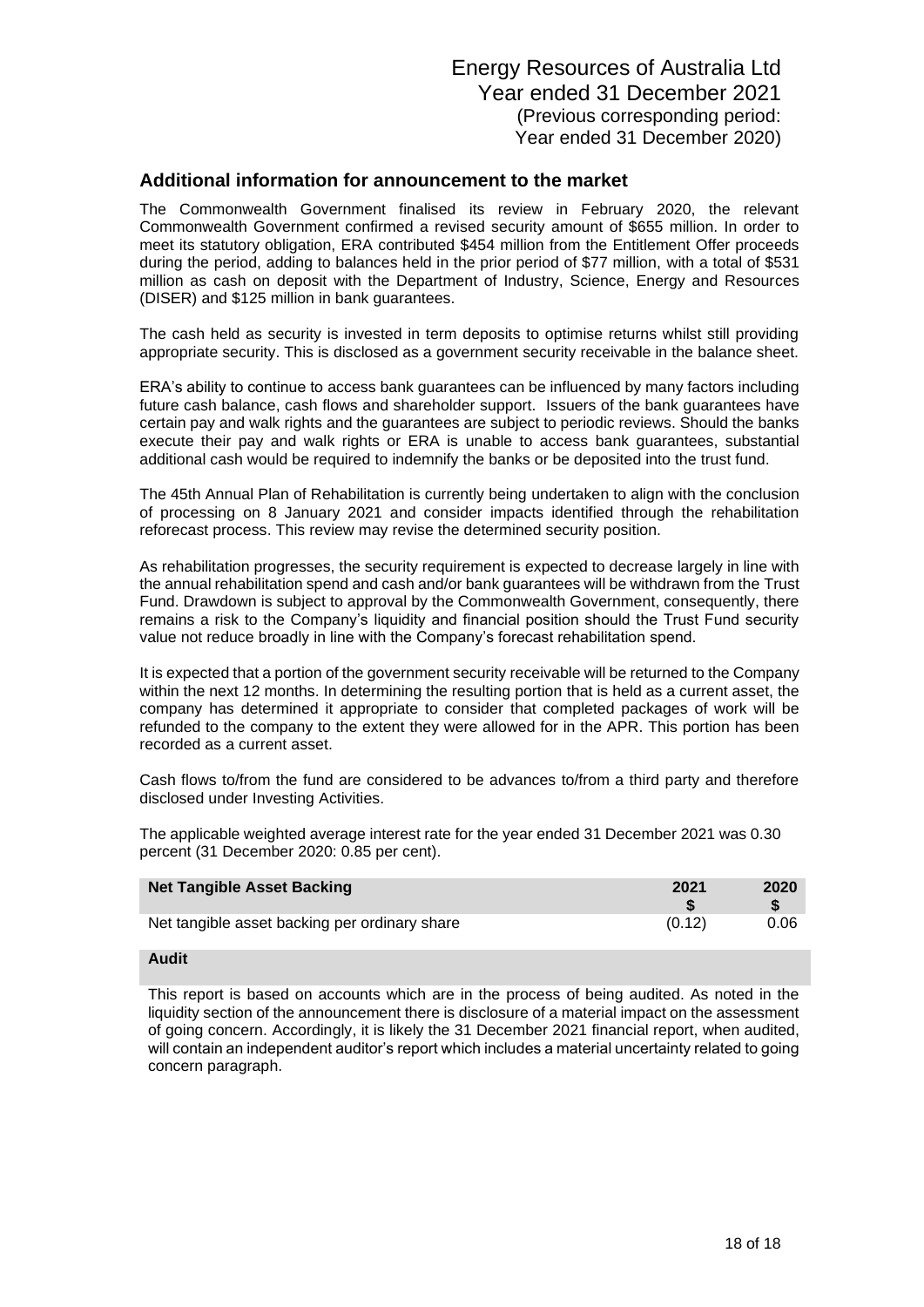## Additional information for announcement to the market

The Commonwealth Government finalised its review in February 2020, the relevant Commonwealth Government confirmed a revised security amount of $655 million. In order to meet its statutory obligation, ERA contributed $454 million from the Entitlement Offer proceeds during the period, adding to balances held in the prior period of $77 million, with a total of $531 million as cash on deposit with the Department of Industry, Science, Energy and Resources (DISER) and $125 million in bank guarantees.

The cash held as security is invested in term deposits to optimise returns whilst still providing appropriate security. This is disclosed as a government security receivable in the balance sheet.

ERA's ability to continue to access bank guarantees can be influenced by many factors including future cash balance, cash flows and shareholder support. Issuers of the bank guarantees have certain pay and walk rights and the guarantees are subject to periodic reviews. Should the banks execute their pay and walk rights or ERA is unable to access bank guarantees, substantial additional cash would be required to indemnify the banks or be deposited into the trust fund.

The 45th Annual Plan of Rehabilitation is currently being undertaken to align with the conclusion of processing on 8 January 2021 and consider impacts identified through the rehabilitation reforecast process. This review may revise the determined security position.

As rehabilitation progresses, the security requirement is expected to decrease largely in line with the annual rehabilitation spend and cash and/or bank guarantees will be withdrawn from the Trust Fund. Drawdown is subject to approval by the Commonwealth Government, consequently, there remains a risk to the Company's liquidity and financial position should the Trust Fund security value not reduce broadly in line with the Company's forecast rehabilitation spend.

It is expected that a portion of the government security receivable will be returned to the Company within the next 12 months. In determining the resulting portion that is held as a current asset, the company has determined it appropriate to consider that completed packages of work will be refunded to the company to the extent they were allowed for in the APR. This portion has been recorded as a current asset.

Cash flows to/from the fund are considered to be advances to/from a third party and therefore disclosed under Investing Activities.

The applicable weighted average interest rate for the year ended 31 December 2021 was 0.30 percent (31 December 2020: 0.85 per cent).

| Net Tangible Asset Backing | 2021<br>$ | 2020<br>$ |
|---|---|---|
| Net tangible asset backing per ordinary share | (0.12) | 0.06 |

**Audit**

This report is based on accounts which are in the process of being audited. As noted in the liquidity section of the announcement there is disclosure of a material impact on the assessment of going concern. Accordingly, it is likely the 31 December 2021 financial report, when audited, will contain an independent auditor's report which includes a material uncertainty related to going concern paragraph.